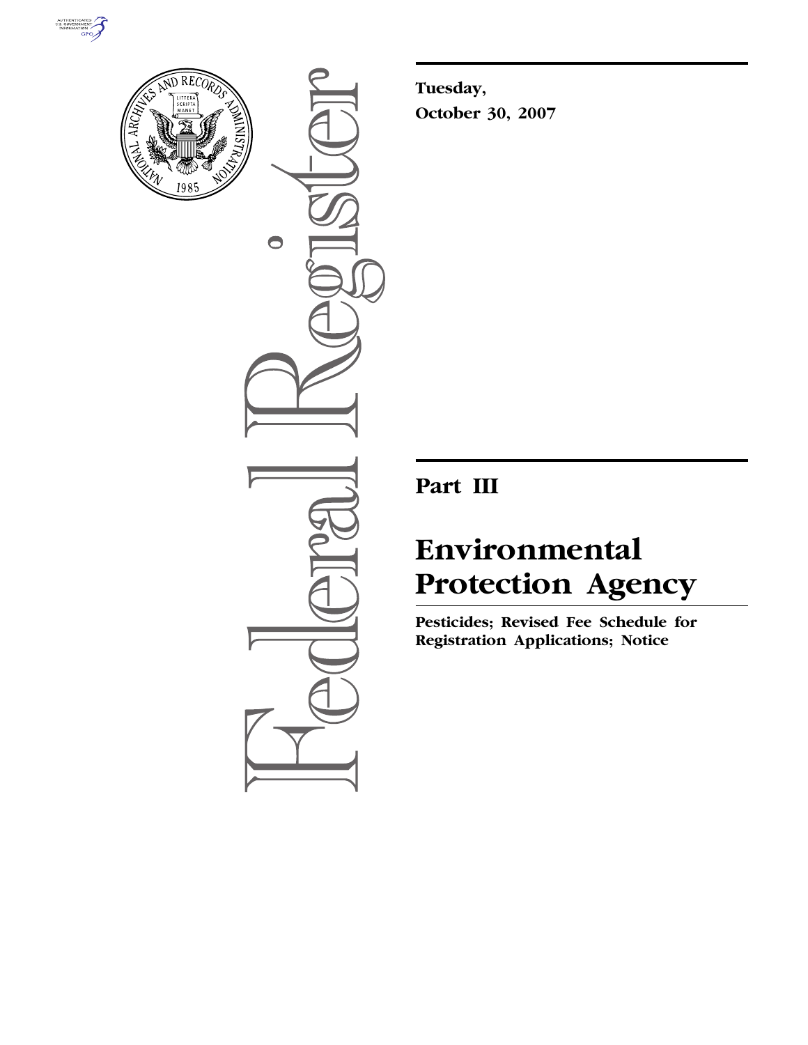Tuesday,

October 30, 2007

# Part III

# Environmental Protection Agency

**Pesticides; Revised Fee Schedule for Registration Applications; Notice**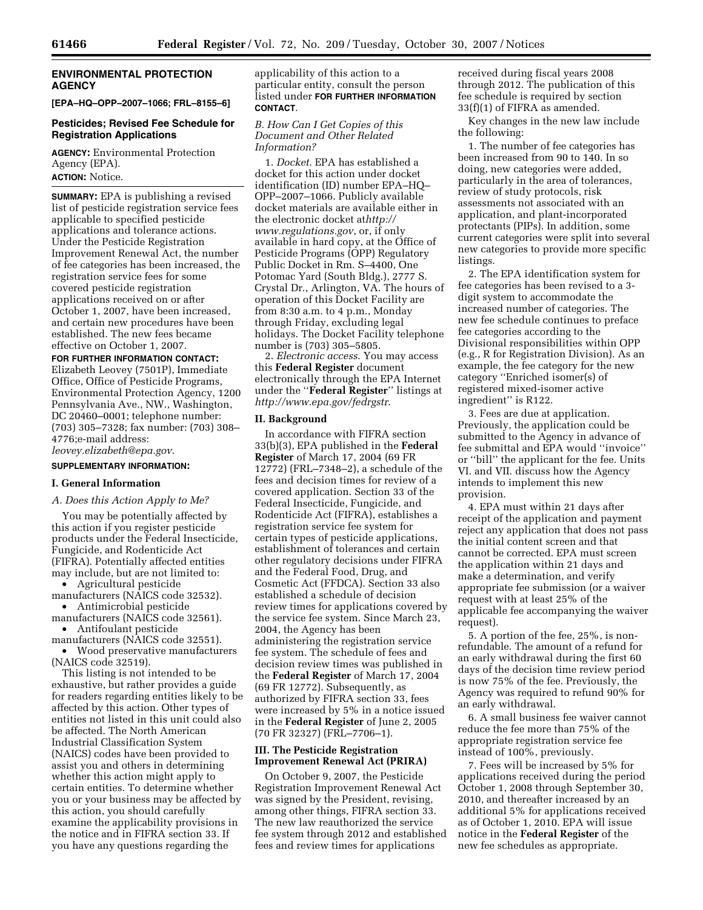## ENVIRONMENTAL PROTECTION AGENCY

**[EPA–HQ–OPP–2007–1066; FRL–8155–6]**

### Pesticides; Revised Fee Schedule for Registration Applications

**AGENCY:** Environmental Protection Agency (EPA).

**ACTION:** Notice.

**SUMMARY:** EPA is publishing a revised list of pesticide registration service fees applicable to specified pesticide applications and tolerance actions. Under the Pesticide Registration Improvement Renewal Act, the number of fee categories has been increased, the registration service fees for some covered pesticide registration applications received on or after October 1, 2007, have been increased, and certain new procedures have been established. The new fees became effective on October 1, 2007.

**FOR FURTHER INFORMATION CONTACT:** Elizabeth Leovey (7501P), Immediate Office, Office of Pesticide Programs, Environmental Protection Agency, 1200 Pennsylvania Ave., NW., Washington, DC 20460–0001; telephone number: (703) 305–7328; fax number: (703) 308–4776;e-mail address: *leovey.elizabeth@epa.gov*.

**SUPPLEMENTARY INFORMATION:**

#### I. General Information

*A. Does this Action Apply to Me?*

You may be potentially affected by this action if you register pesticide products under the Federal Insecticide, Fungicide, and Rodenticide Act (FIFRA). Potentially affected entities may include, but are not limited to:

- Agricultural pesticide manufacturers (NAICS code 32532).
- Antimicrobial pesticide manufacturers (NAICS code 32561).
- Antifoulant pesticide manufacturers (NAICS code 32551).
- Wood preservative manufacturers (NAICS code 32519).

This listing is not intended to be exhaustive, but rather provides a guide for readers regarding entities likely to be affected by this action. Other types of entities not listed in this unit could also be affected. The North American Industrial Classification System (NAICS) codes have been provided to assist you and others in determining whether this action might apply to certain entities. To determine whether you or your business may be affected by this action, you should carefully examine the applicability provisions in the notice and in FIFRA section 33. If you have any questions regarding the applicability of this action to a particular entity, consult the person listed under **FOR FURTHER INFORMATION CONTACT**.

*B. How Can I Get Copies of this Document and Other Related Information?*

1. *Docket*. EPA has established a docket for this action under docket identification (ID) number EPA–HQ–OPP–2007–1066. Publicly available docket materials are available either in the electronic docket at*http://www.regulations.gov*, or, if only available in hard copy, at the Office of Pesticide Programs (OPP) Regulatory Public Docket in Rm. S–4400, One Potomac Yard (South Bldg.), 2777 S. Crystal Dr., Arlington, VA. The hours of operation of this Docket Facility are from 8:30 a.m. to 4 p.m., Monday through Friday, excluding legal holidays. The Docket Facility telephone number is (703) 305–5805.

2. *Electronic access*. You may access this **Federal Register** document electronically through the EPA Internet under the ''**Federal Register**'' listings at *http://www.epa.gov/fedrgstr*.

#### II. Background

In accordance with FIFRA section 33(b)(3), EPA published in the **Federal Register** of March 17, 2004 (69 FR 12772) (FRL–7348–2), a schedule of the fees and decision times for review of a covered application. Section 33 of the Federal Insecticide, Fungicide, and Rodenticide Act (FIFRA), establishes a registration service fee system for certain types of pesticide applications, establishment of tolerances and certain other regulatory decisions under FIFRA and the Federal Food, Drug, and Cosmetic Act (FFDCA). Section 33 also established a schedule of decision review times for applications covered by the service fee system. Since March 23, 2004, the Agency has been administering the registration service fee system. The schedule of fees and decision review times was published in the **Federal Register** of March 17, 2004 (69 FR 12772). Subsequently, as authorized by FIFRA section 33, fees were increased by 5% in a notice issued in the **Federal Register** of June 2, 2005 (70 FR 32327) (FRL–7706–1).

#### III. The Pesticide Registration Improvement Renewal Act (PRIRA)

On October 9, 2007, the Pesticide Registration Improvement Renewal Act was signed by the President, revising, among other things, FIFRA section 33. The new law reauthorized the service fee system through 2012 and established fees and review times for applications received during fiscal years 2008 through 2012. The publication of this fee schedule is required by section 33(f)(1) of FIFRA as amended.

Key changes in the new law include the following:

1. The number of fee categories has been increased from 90 to 140. In so doing, new categories were added, particularly in the area of tolerances, review of study protocols, risk assessments not associated with an application, and plant-incorporated protectants (PIPs). In addition, some current categories were split into several new categories to provide more specific listings.

2. The EPA identification system for fee categories has been revised to a 3-digit system to accommodate the increased number of categories. The new fee schedule continues to preface fee categories according to the Divisional responsibilities within OPP (e.g., R for Registration Division). As an example, the fee category for the new category ''Enriched isomer(s) of registered mixed-isomer active ingredient'' is R122.

3. Fees are due at application. Previously, the application could be submitted to the Agency in advance of fee submittal and EPA would ''invoice'' or ''bill'' the applicant for the fee. Units VI. and VII. discuss how the Agency intends to implement this new provision.

4. EPA must within 21 days after receipt of the application and payment reject any application that does not pass the initial content screen and that cannot be corrected. EPA must screen the application within 21 days and make a determination, and verify appropriate fee submission (or a waiver request with at least 25% of the applicable fee accompanying the waiver request).

5. A portion of the fee, 25%, is non-refundable. The amount of a refund for an early withdrawal during the first 60 days of the decision time review period is now 75% of the fee. Previously, the Agency was required to refund 90% for an early withdrawal.

6. A small business fee waiver cannot reduce the fee more than 75% of the appropriate registration service fee instead of 100%, previously.

7. Fees will be increased by 5% for applications received during the period October 1, 2008 through September 30, 2010, and thereafter increased by an additional 5% for applications received as of October 1, 2010. EPA will issue notice in the **Federal Register** of the new fee schedules as appropriate.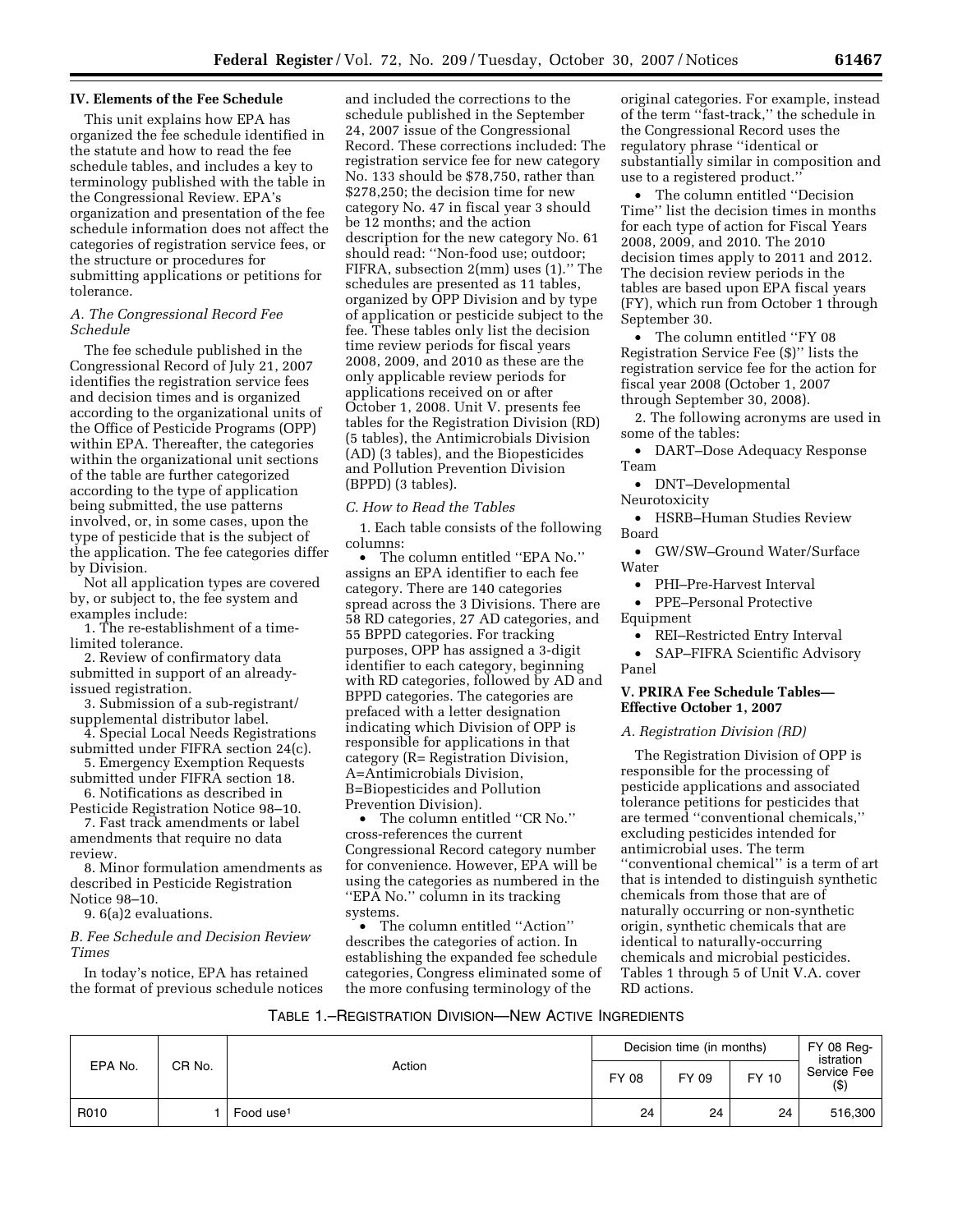## IV. Elements of the Fee Schedule

This unit explains how EPA has organized the fee schedule identified in the statute and how to read the fee schedule tables, and includes a key to terminology published with the table in the Congressional Review. EPA's organization and presentation of the fee schedule information does not affect the categories of registration service fees, or the structure or procedures for submitting applications or petitions for tolerance.

### *A. The Congressional Record Fee Schedule*

The fee schedule published in the Congressional Record of July 21, 2007 identifies the registration service fees and decision times and is organized according to the organizational units of the Office of Pesticide Programs (OPP) within EPA. Thereafter, the categories within the organizational unit sections of the table are further categorized according to the type of application being submitted, the use patterns involved, or, in some cases, upon the type of pesticide that is the subject of the application. The fee categories differ by Division.

Not all application types are covered by, or subject to, the fee system and examples include:

1. The re-establishment of a time-limited tolerance.
2. Review of confirmatory data submitted in support of an already-issued registration.
3. Submission of a sub-registrant/supplemental distributor label.
4. Special Local Needs Registrations submitted under FIFRA section 24(c).
5. Emergency Exemption Requests submitted under FIFRA section 18.
6. Notifications as described in Pesticide Registration Notice 98–10.
7. Fast track amendments or label amendments that require no data review.
8. Minor formulation amendments as described in Pesticide Registration Notice 98–10.
9. 6(a)2 evaluations.

### *B. Fee Schedule and Decision Review Times*

In today's notice, EPA has retained the format of previous schedule notices and included the corrections to the schedule published in the September 24, 2007 issue of the Congressional Record. These corrections included: The registration service fee for new category No. 133 should be $78,750, rather than $278,250; the decision time for new category No. 47 in fiscal year 3 should be 12 months; and the action description for the new category No. 61 should read: ''Non-food use; outdoor; FIFRA, subsection 2(mm) uses (1).'' The schedules are presented as 11 tables, organized by OPP Division and by type of application or pesticide subject to the fee. These tables only list the decision time review periods for fiscal years 2008, 2009, and 2010 as these are the only applicable review periods for applications received on or after October 1, 2008. Unit V. presents fee tables for the Registration Division (RD) (5 tables), the Antimicrobials Division (AD) (3 tables), and the Biopesticides and Pollution Prevention Division (BPPD) (3 tables).

### *C. How to Read the Tables*

1. Each table consists of the following columns:

- The column entitled ''EPA No.'' assigns an EPA identifier to each fee category. There are 140 categories spread across the 3 Divisions. There are 58 RD categories, 27 AD categories, and 55 BPPD categories. For tracking purposes, OPP has assigned a 3-digit identifier to each category, beginning with RD categories, followed by AD and BPPD categories. The categories are prefaced with a letter designation indicating which Division of OPP is responsible for applications in that category (R= Registration Division, A=Antimicrobials Division, B=Biopesticides and Pollution Prevention Division).
- The column entitled ''CR No.'' cross-references the current Congressional Record category number for convenience. However, EPA will be using the categories as numbered in the ''EPA No.'' column in its tracking systems.
- The column entitled ''Action'' describes the categories of action. In establishing the expanded fee schedule categories, Congress eliminated some of the more confusing terminology of the original categories. For example, instead of the term ''fast-track,'' the schedule in the Congressional Record uses the regulatory phrase ''identical or substantially similar in composition and use to a registered product.''
- The column entitled ''Decision Time'' list the decision times in months for each type of action for Fiscal Years 2008, 2009, and 2010. The 2010 decision times apply to 2011 and 2012. The decision review periods in the tables are based upon EPA fiscal years (FY), which run from October 1 through September 30.
- The column entitled ''FY 08 Registration Service Fee ($)'' lists the registration service fee for the action for fiscal year 2008 (October 1, 2007 through September 30, 2008).

2. The following acronyms are used in some of the tables:

- DART–Dose Adequacy Response Team
- DNT–Developmental Neurotoxicity
- HSRB–Human Studies Review Board
- GW/SW–Ground Water/Surface Water
- PHI–Pre-Harvest Interval
- PPE–Personal Protective Equipment
- REI–Restricted Entry Interval
- SAP–FIFRA Scientific Advisory Panel

## V. PRIRA Fee Schedule Tables—Effective October 1, 2007

### *A. Registration Division (RD)*

The Registration Division of OPP is responsible for the processing of pesticide applications and associated tolerance petitions for pesticides that are termed ''conventional chemicals,'' excluding pesticides intended for antimicrobial uses. The term ''conventional chemical'' is a term of art that is intended to distinguish synthetic chemicals from those that are of naturally occurring or non-synthetic origin, synthetic chemicals that are identical to naturally-occurring chemicals and microbial pesticides. Tables 1 through 5 of Unit V.A. cover RD actions.

TABLE 1.–REGISTRATION DIVISION—NEW ACTIVE INGREDIENTS

| EPA No. | CR No. | Action | Decision time (in months) | | | FY 08 Registration Service Fee ($) |
|---|---|---|---|---|---|---|
| | | | FY 08 | FY 09 | FY 10 | |
| R010 | 1 | Food use[1] | 24 | 24 | 24 | 516,300 |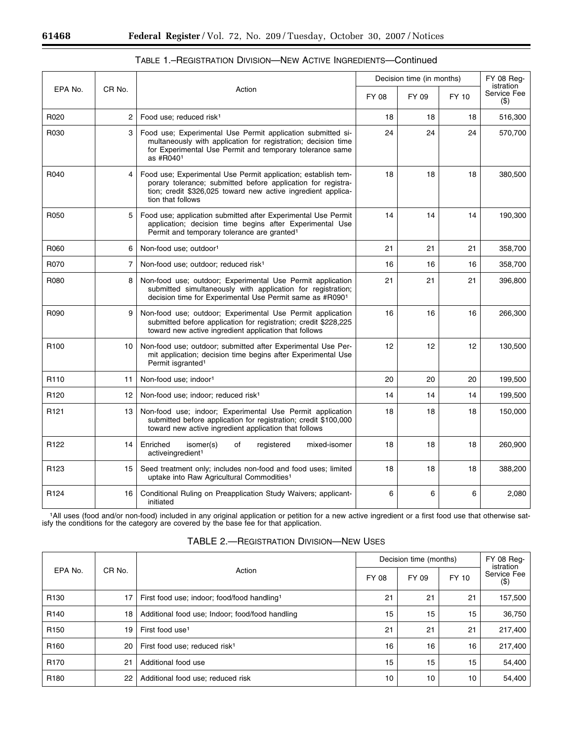TABLE 1.–REGISTRATION DIVISION—NEW ACTIVE INGREDIENTS—Continued

| EPA No. | CR No. | Action | Decision time (in months) | | | FY 08 Registration Service Fee ($) |
|---|---|---|---|---|---|---|
| | | | FY 08 | FY 09 | FY 10 | |
| R020 | 2 | Food use; reduced risk[1] | 18 | 18 | 18 | 516,300 |
| R030 | 3 | Food use; Experimental Use Permit application submitted simultaneously with application for registration; decision time for Experimental Use Permit and temporary tolerance same as #R040[1] | 24 | 24 | 24 | 570,700 |
| R040 | 4 | Food use; Experimental Use Permit application; establish temporary tolerance; submitted before application for registration; credit $326,025 toward new active ingredient application that follows | 18 | 18 | 18 | 380,500 |
| R050 | 5 | Food use; application submitted after Experimental Use Permit application; decision time begins after Experimental Use Permit and temporary tolerance are granted[1] | 14 | 14 | 14 | 190,300 |
| R060 | 6 | Non-food use; outdoor[1] | 21 | 21 | 21 | 358,700 |
| R070 | 7 | Non-food use; outdoor; reduced risk[1] | 16 | 16 | 16 | 358,700 |
| R080 | 8 | Non-food use; outdoor; Experimental Use Permit application submitted simultaneously with application for registration; decision time for Experimental Use Permit same as #R090[1] | 21 | 21 | 21 | 396,800 |
| R090 | 9 | Non-food use; outdoor; Experimental Use Permit application submitted before application for registration; credit $228,225 toward new active ingredient application that follows | 16 | 16 | 16 | 266,300 |
| R100 | 10 | Non-food use; outdoor; submitted after Experimental Use Permit application; decision time begins after Experimental Use Permit isgranted[1] | 12 | 12 | 12 | 130,500 |
| R110 | 11 | Non-food use; indoor[1] | 20 | 20 | 20 | 199,500 |
| R120 | 12 | Non-food use; indoor; reduced risk[1] | 14 | 14 | 14 | 199,500 |
| R121 | 13 | Non-food use; indoor; Experimental Use Permit application submitted before application for registration; credit $100,000 toward new active ingredient application that follows | 18 | 18 | 18 | 150,000 |
| R122 | 14 | Enriched isomer(s) of registered mixed-isomer activeingredient[1] | 18 | 18 | 18 | 260,900 |
| R123 | 15 | Seed treatment only; includes non-food and food uses; limited uptake into Raw Agricultural Commodities[1] | 18 | 18 | 18 | 388,200 |
| R124 | 16 | Conditional Ruling on Preapplication Study Waivers; applicant-initiated | 6 | 6 | 6 | 2,080 |

[1]All uses (food and/or non-food) included in any original application or petition for a new active ingredient or a first food use that otherwise satisfy the conditions for the category are covered by the base fee for that application.

TABLE 2.—REGISTRATION DIVISION—NEW USES

| EPA No. | CR No. | Action | Decision time (months) | | | FY 08 Registration Service Fee ($) |
|---|---|---|---|---|---|---|
| | | | FY 08 | FY 09 | FY 10 | |
| R130 | 17 | First food use; indoor; food/food handling[1] | 21 | 21 | 21 | 157,500 |
| R140 | 18 | Additional food use; Indoor; food/food handling | 15 | 15 | 15 | 36,750 |
| R150 | 19 | First food use[1] | 21 | 21 | 21 | 217,400 |
| R160 | 20 | First food use; reduced risk[1] | 16 | 16 | 16 | 217,400 |
| R170 | 21 | Additional food use | 15 | 15 | 15 | 54,400 |
| R180 | 22 | Additional food use; reduced risk | 10 | 10 | 10 | 54,400 |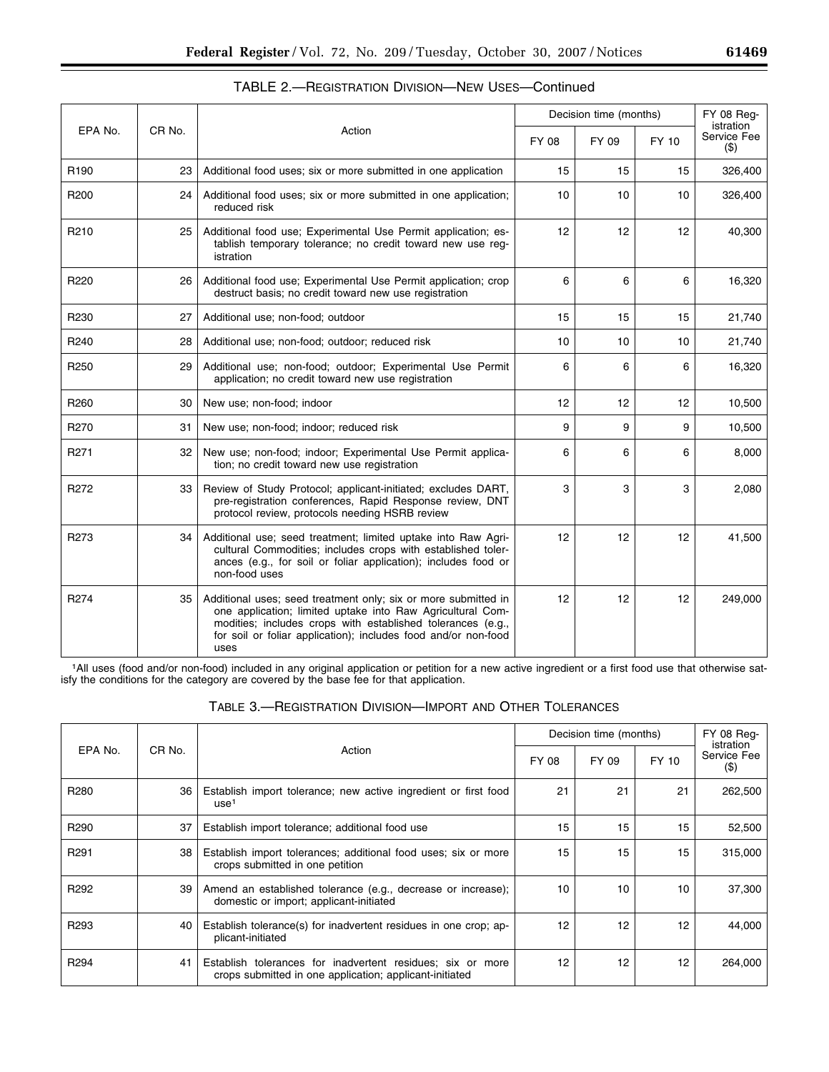TABLE 2.—REGISTRATION DIVISION—NEW USES—Continued

| EPA No. | CR No. | Action | Decision time (months) | | | FY 08 Registration Service Fee ($) |
|---|---|---|---|---|---|---|
| | | | FY 08 | FY 09 | FY 10 | |
| R190 | 23 | Additional food uses; six or more submitted in one application | 15 | 15 | 15 | 326,400 |
| R200 | 24 | Additional food uses; six or more submitted in one application; reduced risk | 10 | 10 | 10 | 326,400 |
| R210 | 25 | Additional food use; Experimental Use Permit application; establish temporary tolerance; no credit toward new use registration | 12 | 12 | 12 | 40,300 |
| R220 | 26 | Additional food use; Experimental Use Permit application; crop destruct basis; no credit toward new use registration | 6 | 6 | 6 | 16,320 |
| R230 | 27 | Additional use; non-food; outdoor | 15 | 15 | 15 | 21,740 |
| R240 | 28 | Additional use; non-food; outdoor; reduced risk | 10 | 10 | 10 | 21,740 |
| R250 | 29 | Additional use; non-food; outdoor; Experimental Use Permit application; no credit toward new use registration | 6 | 6 | 6 | 16,320 |
| R260 | 30 | New use; non-food; indoor | 12 | 12 | 12 | 10,500 |
| R270 | 31 | New use; non-food; indoor; reduced risk | 9 | 9 | 9 | 10,500 |
| R271 | 32 | New use; non-food; indoor; Experimental Use Permit application; no credit toward new use registration | 6 | 6 | 6 | 8,000 |
| R272 | 33 | Review of Study Protocol; applicant-initiated; excludes DART, pre-registration conferences, Rapid Response review, DNT protocol review, protocols needing HSRB review | 3 | 3 | 3 | 2,080 |
| R273 | 34 | Additional use; seed treatment; limited uptake into Raw Agricultural Commodities; includes crops with established tolerances (e.g., for soil or foliar application); includes food or non-food uses | 12 | 12 | 12 | 41,500 |
| R274 | 35 | Additional uses; seed treatment only; six or more submitted in one application; limited uptake into Raw Agricultural Commodities; includes crops with established tolerances (e.g., for soil or foliar application); includes food and/or non-food uses | 12 | 12 | 12 | 249,000 |

[1]All uses (food and/or non-food) included in any original application or petition for a new active ingredient or a first food use that otherwise satisfy the conditions for the category are covered by the base fee for that application.

TABLE 3.—REGISTRATION DIVISION—IMPORT AND OTHER TOLERANCES

| EPA No. | CR No. | Action | Decision time (months) | | | FY 08 Registration Service Fee ($) |
|---|---|---|---|---|---|---|
| | | | FY 08 | FY 09 | FY 10 | |
| R280 | 36 | Establish import tolerance; new active ingredient or first food use[1] | 21 | 21 | 21 | 262,500 |
| R290 | 37 | Establish import tolerance; additional food use | 15 | 15 | 15 | 52,500 |
| R291 | 38 | Establish import tolerances; additional food uses; six or more crops submitted in one petition | 15 | 15 | 15 | 315,000 |
| R292 | 39 | Amend an established tolerance (e.g., decrease or increase); domestic or import; applicant-initiated | 10 | 10 | 10 | 37,300 |
| R293 | 40 | Establish tolerance(s) for inadvertent residues in one crop; applicant-initiated | 12 | 12 | 12 | 44,000 |
| R294 | 41 | Establish tolerances for inadvertent residues; six or more crops submitted in one application; applicant-initiated | 12 | 12 | 12 | 264,000 |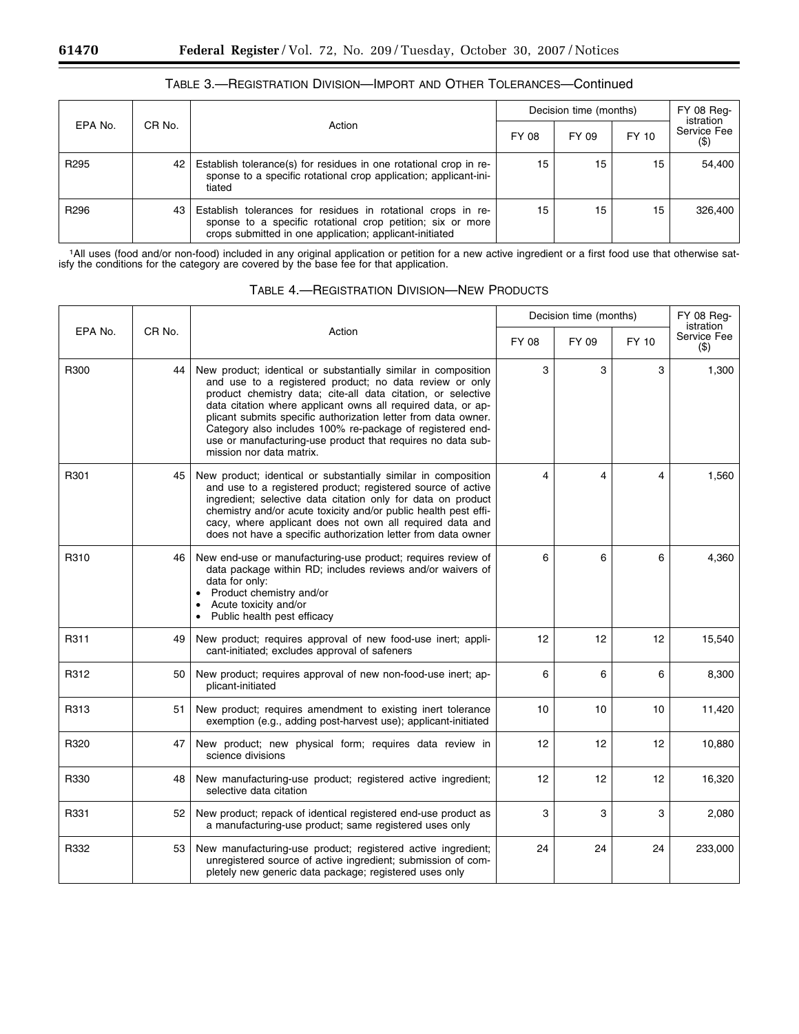TABLE 3.—REGISTRATION DIVISION—IMPORT AND OTHER TOLERANCES—Continued

| EPA No. | CR No. | Action | Decision time (months) | | | FY 08 Registration Service Fee ($) |
|---|---|---|---|---|---|---|
| | | | FY 08 | FY 09 | FY 10 | |
| R295 | 42 | Establish tolerance(s) for residues in one rotational crop in response to a specific rotational crop application; applicant-initiated | 15 | 15 | 15 | 54,400 |
| R296 | 43 | Establish tolerances for residues in rotational crops in response to a specific rotational crop petition; six or more crops submitted in one application; applicant-initiated | 15 | 15 | 15 | 326,400 |

[1] All uses (food and/or non-food) included in any original application or petition for a new active ingredient or a first food use that otherwise satisfy the conditions for the category are covered by the base fee for that application.

TABLE 4.—REGISTRATION DIVISION—NEW PRODUCTS

| EPA No. | CR No. | Action | Decision time (months) | | | FY 08 Registration Service Fee ($) |
|---|---|---|---|---|---|---|
| | | | FY 08 | FY 09 | FY 10 | |
| R300 | 44 | New product; identical or substantially similar in composition and use to a registered product; no data review or only product chemistry data; cite-all data citation, or selective data citation where applicant owns all required data, or applicant submits specific authorization letter from data owner. Category also includes 100% re-package of registered end-use or manufacturing-use product that requires no data submission nor data matrix. | 3 | 3 | 3 | 1,300 |
| R301 | 45 | New product; identical or substantially similar in composition and use to a registered product; registered source of active ingredient; selective data citation only for data on product chemistry and/or acute toxicity and/or public health pest efficacy, where applicant does not own all required data and does not have a specific authorization letter from data owner | 4 | 4 | 4 | 1,560 |
| R310 | 46 | New end-use or manufacturing-use product; requires review of data package within RD; includes reviews and/or waivers of data for only: • Product chemistry and/or • Acute toxicity and/or • Public health pest efficacy | 6 | 6 | 6 | 4,360 |
| R311 | 49 | New product; requires approval of new food-use inert; applicant-initiated; excludes approval of safeners | 12 | 12 | 12 | 15,540 |
| R312 | 50 | New product; requires approval of new non-food-use inert; applicant-initiated | 6 | 6 | 6 | 8,300 |
| R313 | 51 | New product; requires amendment to existing inert tolerance exemption (e.g., adding post-harvest use); applicant-initiated | 10 | 10 | 10 | 11,420 |
| R320 | 47 | New product; new physical form; requires data review in science divisions | 12 | 12 | 12 | 10,880 |
| R330 | 48 | New manufacturing-use product; registered active ingredient; selective data citation | 12 | 12 | 12 | 16,320 |
| R331 | 52 | New product; repack of identical registered end-use product as a manufacturing-use product; same registered uses only | 3 | 3 | 3 | 2,080 |
| R332 | 53 | New manufacturing-use product; registered active ingredient; unregistered source of active ingredient; submission of completely new generic data package; registered uses only | 24 | 24 | 24 | 233,000 |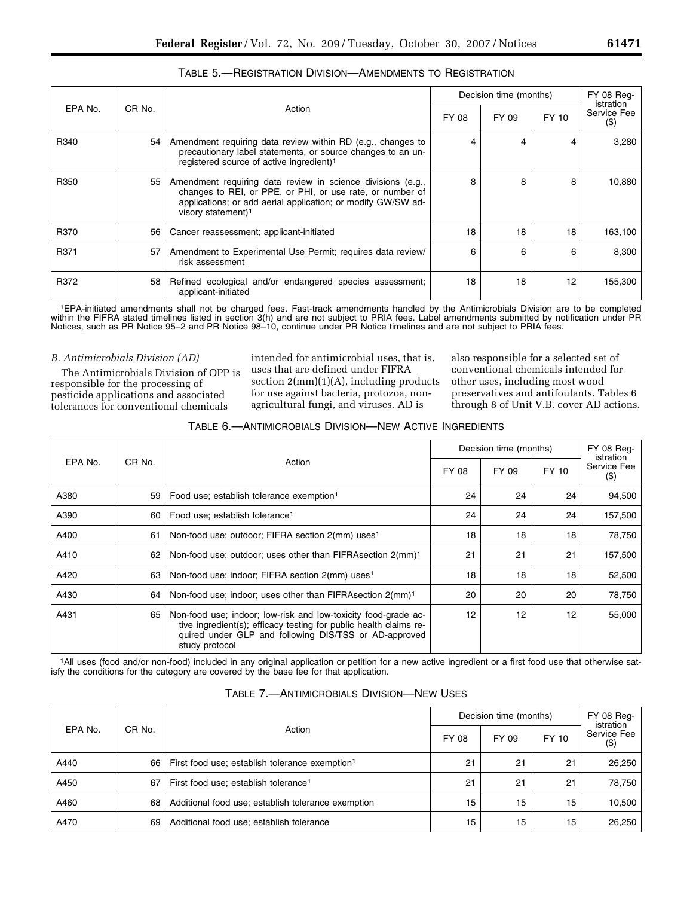TABLE 5.—REGISTRATION DIVISION—AMENDMENTS TO REGISTRATION

| EPA No. | CR No. | Action | Decision time (months) | | | FY 08 Registration Service Fee ($) |
|---|---|---|---|---|---|---|
| | | | FY 08 | FY 09 | FY 10 | |
| R340 | 54 | Amendment requiring data review within RD (e.g., changes to precautionary label statements, or source changes to an unregistered source of active ingredient)[1] | 4 | 4 | 4 | 3,280 |
| R350 | 55 | Amendment requiring data review in science divisions (e.g., changes to REI, or PPE, or PHI, or use rate, or number of applications; or add aerial application; or modify GW/SW advisory statement)[1] | 8 | 8 | 8 | 10,880 |
| R370 | 56 | Cancer reassessment; applicant-initiated | 18 | 18 | 18 | 163,100 |
| R371 | 57 | Amendment to Experimental Use Permit; requires data review/risk assessment | 6 | 6 | 6 | 8,300 |
| R372 | 58 | Refined ecological and/or endangered species assessment; applicant-initiated | 18 | 18 | 12 | 155,300 |

[1]EPA-initiated amendments shall not be charged fees. Fast-track amendments handled by the Antimicrobials Division are to be completed within the FIFRA stated timelines listed in section 3(h) and are not subject to PRIA fees. Label amendments submitted by notification under PR Notices, such as PR Notice 95–2 and PR Notice 98–10, continue under PR Notice timelines and are not subject to PRIA fees.

*B. Antimicrobials Division (AD)*

The Antimicrobials Division of OPP is responsible for the processing of pesticide applications and associated tolerances for conventional chemicals intended for antimicrobial uses, that is, uses that are defined under FIFRA section 2(mm)(1)(A), including products for use against bacteria, protozoa, non-agricultural fungi, and viruses. AD is also responsible for a selected set of conventional chemicals intended for other uses, including most wood preservatives and antifoulants. Tables 6 through 8 of Unit V.B. cover AD actions.

TABLE 6.—ANTIMICROBIALS DIVISION—NEW ACTIVE INGREDIENTS

| EPA No. | CR No. | Action | Decision time (months) | | | FY 08 Registration Service Fee ($) |
|---|---|---|---|---|---|---|
| | | | FY 08 | FY 09 | FY 10 | |
| A380 | 59 | Food use; establish tolerance exemption[1] | 24 | 24 | 24 | 94,500 |
| A390 | 60 | Food use; establish tolerance[1] | 24 | 24 | 24 | 157,500 |
| A400 | 61 | Non-food use; outdoor; FIFRA section 2(mm) uses[1] | 18 | 18 | 18 | 78,750 |
| A410 | 62 | Non-food use; outdoor; uses other than FIFRAsection 2(mm)[1] | 21 | 21 | 21 | 157,500 |
| A420 | 63 | Non-food use; indoor; FIFRA section 2(mm) uses[1] | 18 | 18 | 18 | 52,500 |
| A430 | 64 | Non-food use; indoor; uses other than FIFRAsection 2(mm)[1] | 20 | 20 | 20 | 78,750 |
| A431 | 65 | Non-food use; indoor; low-risk and low-toxicity food-grade active ingredient(s); efficacy testing for public health claims required under GLP and following DIS/TSS or AD-approved study protocol | 12 | 12 | 12 | 55,000 |

[1]All uses (food and/or non-food) included in any original application or petition for a new active ingredient or a first food use that otherwise satisfy the conditions for the category are covered by the base fee for that application.

TABLE 7.—ANTIMICROBIALS DIVISION—NEW USES

| EPA No. | CR No. | Action | Decision time (months) | | | FY 08 Registration Service Fee ($) |
|---|---|---|---|---|---|---|
| | | | FY 08 | FY 09 | FY 10 | |
| A440 | 66 | First food use; establish tolerance exemption[1] | 21 | 21 | 21 | 26,250 |
| A450 | 67 | First food use; establish tolerance[1] | 21 | 21 | 21 | 78,750 |
| A460 | 68 | Additional food use; establish tolerance exemption | 15 | 15 | 15 | 10,500 |
| A470 | 69 | Additional food use; establish tolerance | 15 | 15 | 15 | 26,250 |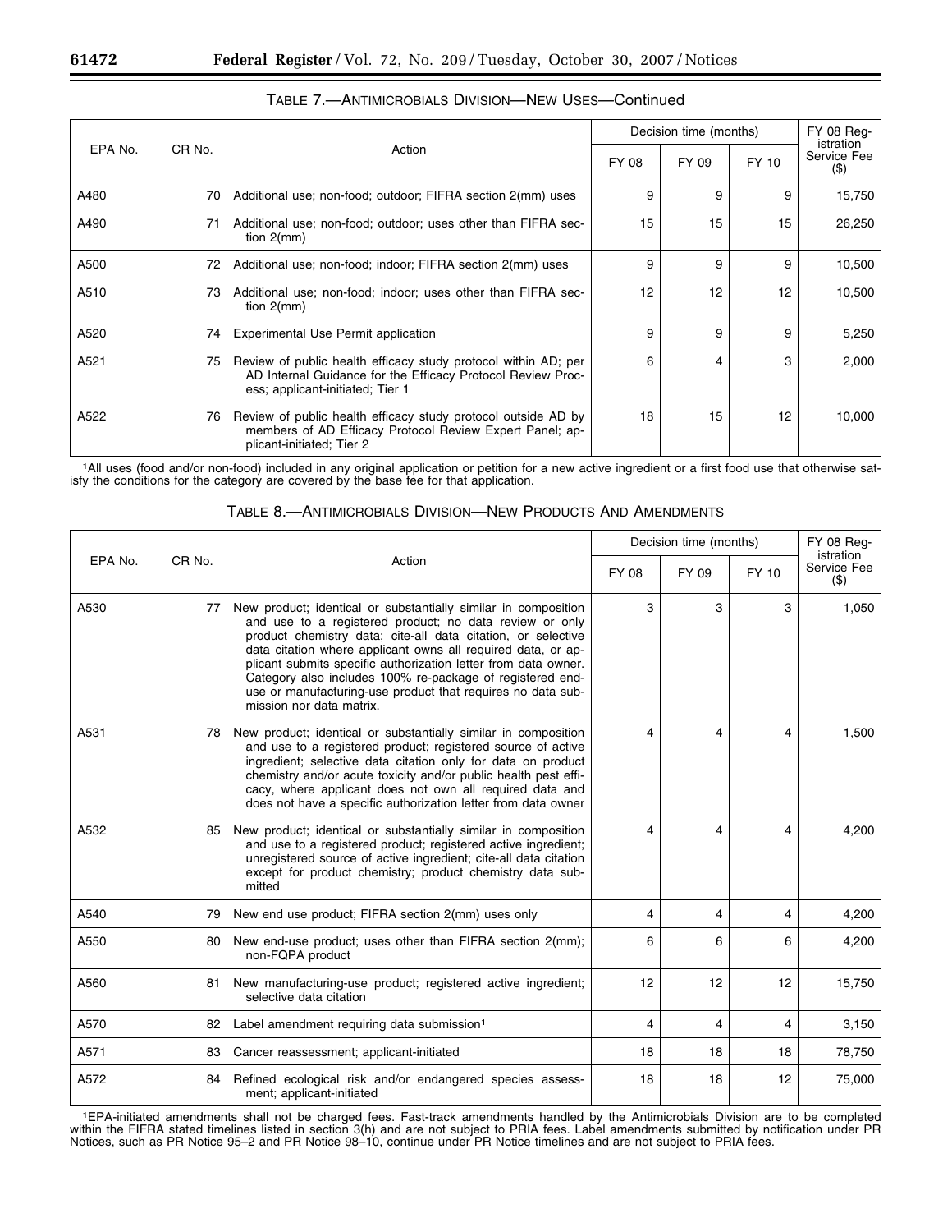## TABLE 7.—ANTIMICROBIALS DIVISION—NEW USES—Continued

| EPA No. | CR No. | Action | Decision time (months) | | | FY 08 Registration Service Fee ($) |
|---|---|---|---|---|---|---|
| | | | FY 08 | FY 09 | FY 10 | |
| A480 | 70 | Additional use; non-food; outdoor; FIFRA section 2(mm) uses | 9 | 9 | 9 | 15,750 |
| A490 | 71 | Additional use; non-food; outdoor; uses other than FIFRA section 2(mm) | 15 | 15 | 15 | 26,250 |
| A500 | 72 | Additional use; non-food; indoor; FIFRA section 2(mm) uses | 9 | 9 | 9 | 10,500 |
| A510 | 73 | Additional use; non-food; indoor; uses other than FIFRA section 2(mm) | 12 | 12 | 12 | 10,500 |
| A520 | 74 | Experimental Use Permit application | 9 | 9 | 9 | 5,250 |
| A521 | 75 | Review of public health efficacy study protocol within AD; per AD Internal Guidance for the Efficacy Protocol Review Process; applicant-initiated; Tier 1 | 6 | 4 | 3 | 2,000 |
| A522 | 76 | Review of public health efficacy study protocol outside AD by members of AD Efficacy Protocol Review Expert Panel; applicant-initiated; Tier 2 | 18 | 15 | 12 | 10,000 |

[1]All uses (food and/or non-food) included in any original application or petition for a new active ingredient or a first food use that otherwise satisfy the conditions for the category are covered by the base fee for that application.

## TABLE 8.—ANTIMICROBIALS DIVISION—NEW PRODUCTS AND AMENDMENTS

| EPA No. | CR No. | Action | Decision time (months) | | | FY 08 Registration Service Fee ($) |
|---|---|---|---|---|---|---|
| | | | FY 08 | FY 09 | FY 10 | |
| A530 | 77 | New product; identical or substantially similar in composition and use to a registered product; no data review or only product chemistry data; cite-all data citation, or selective data citation where applicant owns all required data, or applicant submits specific authorization letter from data owner. Category also includes 100% re-package of registered end-use or manufacturing-use product that requires no data submission nor data matrix. | 3 | 3 | 3 | 1,050 |
| A531 | 78 | New product; identical or substantially similar in composition and use to a registered product; registered source of active ingredient; selective data citation only for data on product chemistry and/or acute toxicity and/or public health pest efficacy, where applicant does not own all required data and does not have a specific authorization letter from data owner | 4 | 4 | 4 | 1,500 |
| A532 | 85 | New product; identical or substantially similar in composition and use to a registered product; registered active ingredient; unregistered source of active ingredient; cite-all data citation except for product chemistry; product chemistry data submitted | 4 | 4 | 4 | 4,200 |
| A540 | 79 | New end use product; FIFRA section 2(mm) uses only | 4 | 4 | 4 | 4,200 |
| A550 | 80 | New end-use product; uses other than FIFRA section 2(mm); non-FQPA product | 6 | 6 | 6 | 4,200 |
| A560 | 81 | New manufacturing-use product; registered active ingredient; selective data citation | 12 | 12 | 12 | 15,750 |
| A570 | 82 | Label amendment requiring data submission[1] | 4 | 4 | 4 | 3,150 |
| A571 | 83 | Cancer reassessment; applicant-initiated | 18 | 18 | 18 | 78,750 |
| A572 | 84 | Refined ecological risk and/or endangered species assessment; applicant-initiated | 18 | 18 | 12 | 75,000 |

[1]EPA-initiated amendments shall not be charged fees. Fast-track amendments handled by the Antimicrobials Division are to be completed within the FIFRA stated timelines listed in section 3(h) and are not subject to PRIA fees. Label amendments submitted by notification under PR Notices, such as PR Notice 95–2 and PR Notice 98–10, continue under PR Notice timelines and are not subject to PRIA fees.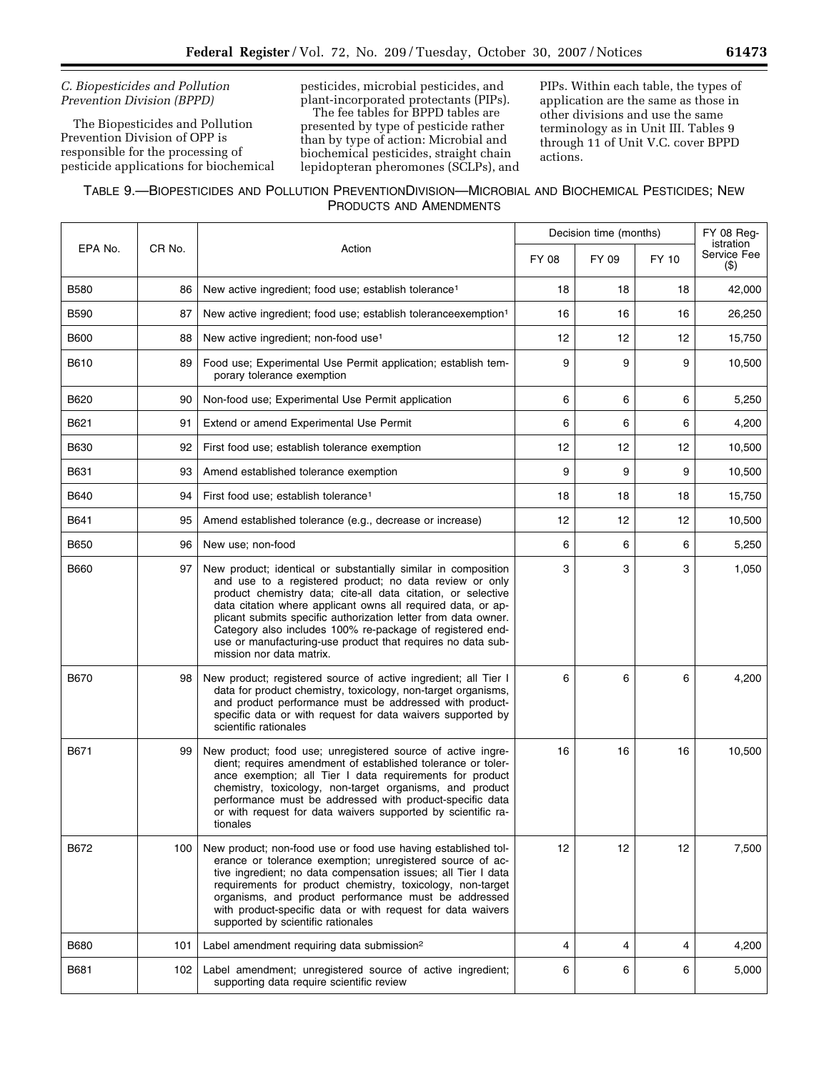*C. Biopesticides and Pollution Prevention Division (BPPD)*

The Biopesticides and Pollution Prevention Division of OPP is responsible for the processing of pesticide applications for biochemical pesticides, microbial pesticides, and plant-incorporated protectants (PIPs).

The fee tables for BPPD tables are presented by type of pesticide rather than by type of action: Microbial and biochemical pesticides, straight chain lepidopteran pheromones (SCLPs), and PIPs. Within each table, the types of application are the same as those in other divisions and use the same terminology as in Unit III. Tables 9 through 11 of Unit V.C. cover BPPD actions.

TABLE 9.—BIOPESTICIDES AND POLLUTION PREVENTIONDIVISION—MICROBIAL AND BIOCHEMICAL PESTICIDES; NEW PRODUCTS AND AMENDMENTS

| EPA No. | CR No. | Action | Decision time (months) | | | FY 08 Registration Service Fee ($) |
|---|---|---|---|---|---|---|
| | | | FY 08 | FY 09 | FY 10 | |
| B580 | 86 | New active ingredient; food use; establish tolerance[1] | 18 | 18 | 18 | 42,000 |
| B590 | 87 | New active ingredient; food use; establish toleranceexemption[1] | 16 | 16 | 16 | 26,250 |
| B600 | 88 | New active ingredient; non-food use[1] | 12 | 12 | 12 | 15,750 |
| B610 | 89 | Food use; Experimental Use Permit application; establish temporary tolerance exemption | 9 | 9 | 9 | 10,500 |
| B620 | 90 | Non-food use; Experimental Use Permit application | 6 | 6 | 6 | 5,250 |
| B621 | 91 | Extend or amend Experimental Use Permit | 6 | 6 | 6 | 4,200 |
| B630 | 92 | First food use; establish tolerance exemption | 12 | 12 | 12 | 10,500 |
| B631 | 93 | Amend established tolerance exemption | 9 | 9 | 9 | 10,500 |
| B640 | 94 | First food use; establish tolerance[1] | 18 | 18 | 18 | 15,750 |
| B641 | 95 | Amend established tolerance (e.g., decrease or increase) | 12 | 12 | 12 | 10,500 |
| B650 | 96 | New use; non-food | 6 | 6 | 6 | 5,250 |
| B660 | 97 | New product; identical or substantially similar in composition and use to a registered product; no data review or only product chemistry data; cite-all data citation, or selective data citation where applicant owns all required data, or applicant submits specific authorization letter from data owner. Category also includes 100% re-package of registered end-use or manufacturing-use product that requires no data submission nor data matrix. | 3 | 3 | 3 | 1,050 |
| B670 | 98 | New product; registered source of active ingredient; all Tier I data for product chemistry, toxicology, non-target organisms, and product performance must be addressed with product-specific data or with request for data waivers supported by scientific rationales | 6 | 6 | 6 | 4,200 |
| B671 | 99 | New product; food use; unregistered source of active ingredient; requires amendment of established tolerance or tolerance exemption; all Tier I data requirements for product chemistry, toxicology, non-target organisms, and product performance must be addressed with product-specific data or with request for data waivers supported by scientific rationales | 16 | 16 | 16 | 10,500 |
| B672 | 100 | New product; non-food use or food use having established tolerance or tolerance exemption; unregistered source of active ingredient; no data compensation issues; all Tier I data requirements for product chemistry, toxicology, non-target organisms, and product performance must be addressed with product-specific data or with request for data waivers supported by scientific rationales | 12 | 12 | 12 | 7,500 |
| B680 | 101 | Label amendment requiring data submission[2] | 4 | 4 | 4 | 4,200 |
| B681 | 102 | Label amendment; unregistered source of active ingredient; supporting data require scientific review | 6 | 6 | 6 | 5,000 |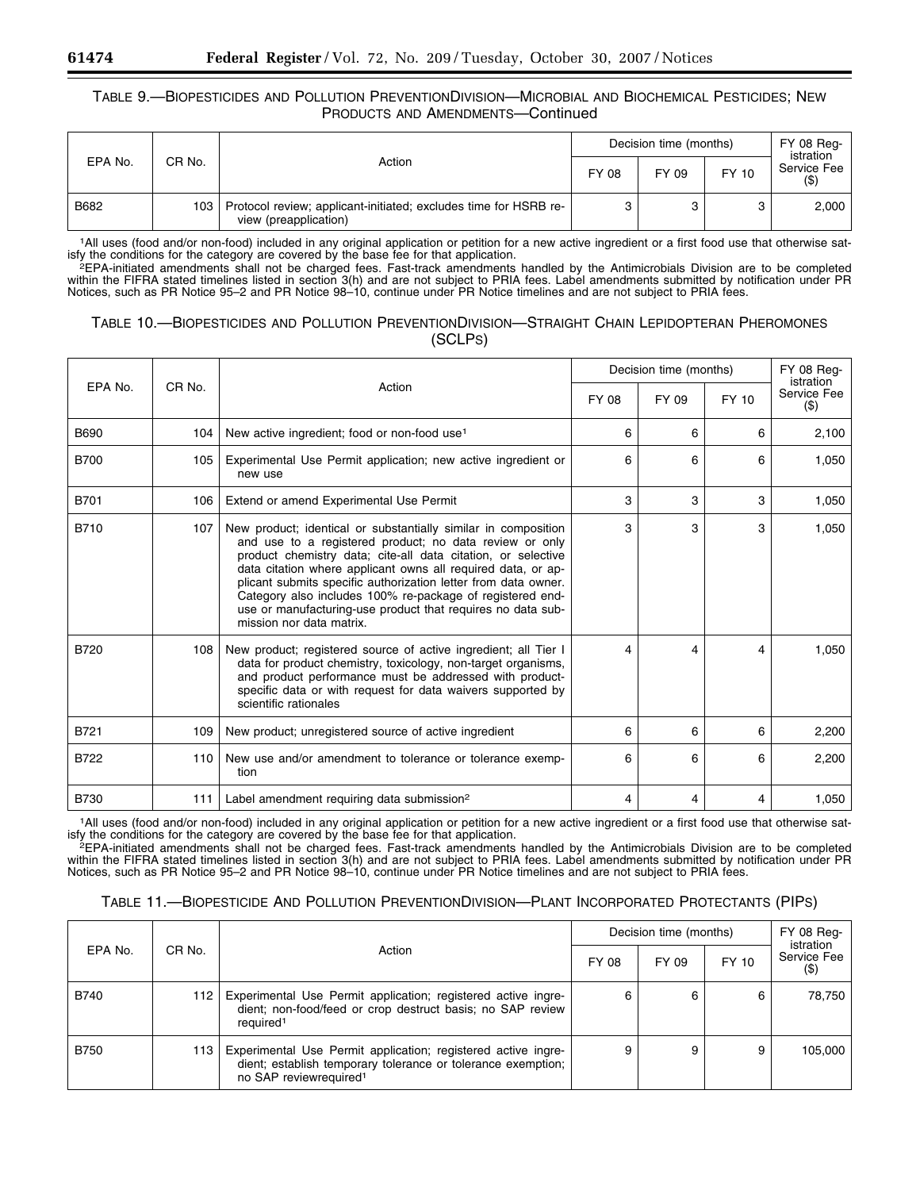TABLE 9.—BIOPESTICIDES AND POLLUTION PREVENTIONDIVISION—MICROBIAL AND BIOCHEMICAL PESTICIDES; NEW PRODUCTS AND AMENDMENTS—Continued

| EPA No. | CR No. | Action | Decision time (months) | | | FY 08 Registration Service Fee ($) |
|---|---|---|---|---|---|---|
| | | | FY 08 | FY 09 | FY 10 | |
| B682 | 103 | Protocol review; applicant-initiated; excludes time for HSRB review (preapplication) | 3 | 3 | 3 | 2,000 |

[1]All uses (food and/or non-food) included in any original application or petition for a new active ingredient or a first food use that otherwise satisfy the conditions for the category are covered by the base fee for that application.

[2]EPA-initiated amendments shall not be charged fees. Fast-track amendments handled by the Antimicrobials Division are to be completed within the FIFRA stated timelines listed in section 3(h) and are not subject to PRIA fees. Label amendments submitted by notification under PR Notices, such as PR Notice 95–2 and PR Notice 98–10, continue under PR Notice timelines and are not subject to PRIA fees.

TABLE 10.—BIOPESTICIDES AND POLLUTION PREVENTIONDIVISION—STRAIGHT CHAIN LEPIDOPTERAN PHEROMONES (SCLPS)

| EPA No. | CR No. | Action | Decision time (months) | | | FY 08 Registration Service Fee ($) |
|---|---|---|---|---|---|---|
| | | | FY 08 | FY 09 | FY 10 | |
| B690 | 104 | New active ingredient; food or non-food use[1] | 6 | 6 | 6 | 2,100 |
| B700 | 105 | Experimental Use Permit application; new active ingredient or new use | 6 | 6 | 6 | 1,050 |
| B701 | 106 | Extend or amend Experimental Use Permit | 3 | 3 | 3 | 1,050 |
| B710 | 107 | New product; identical or substantially similar in composition and use to a registered product; no data review or only product chemistry data; cite-all data citation, or selective data citation where applicant owns all required data, or applicant submits specific authorization letter from data owner. Category also includes 100% re-package of registered end-use or manufacturing-use product that requires no data submission nor data matrix. | 3 | 3 | 3 | 1,050 |
| B720 | 108 | New product; registered source of active ingredient; all Tier I data for product chemistry, toxicology, non-target organisms, and product performance must be addressed with product-specific data or with request for data waivers supported by scientific rationales | 4 | 4 | 4 | 1,050 |
| B721 | 109 | New product; unregistered source of active ingredient | 6 | 6 | 6 | 2,200 |
| B722 | 110 | New use and/or amendment to tolerance or tolerance exemption | 6 | 6 | 6 | 2,200 |
| B730 | 111 | Label amendment requiring data submission[2] | 4 | 4 | 4 | 1,050 |

[1]All uses (food and/or non-food) included in any original application or petition for a new active ingredient or a first food use that otherwise satisfy the conditions for the category are covered by the base fee for that application.

[2]EPA-initiated amendments shall not be charged fees. Fast-track amendments handled by the Antimicrobials Division are to be completed within the FIFRA stated timelines listed in section 3(h) and are not subject to PRIA fees. Label amendments submitted by notification under PR Notices, such as PR Notice 95–2 and PR Notice 98–10, continue under PR Notice timelines and are not subject to PRIA fees.

TABLE 11.—BIOPESTICIDE AND POLLUTION PREVENTIONDIVISION—PLANT INCORPORATED PROTECTANTS (PIPS)

| EPA No. | CR No. | Action | Decision time (months) | | | FY 08 Registration Service Fee ($) |
|---|---|---|---|---|---|---|
| | | | FY 08 | FY 09 | FY 10 | |
| B740 | 112 | Experimental Use Permit application; registered active ingredient; non-food/feed or crop destruct basis; no SAP review required[1] | 6 | 6 | 6 | 78,750 |
| B750 | 113 | Experimental Use Permit application; registered active ingredient; establish temporary tolerance or tolerance exemption; no SAP reviewrequired[1] | 9 | 9 | 9 | 105,000 |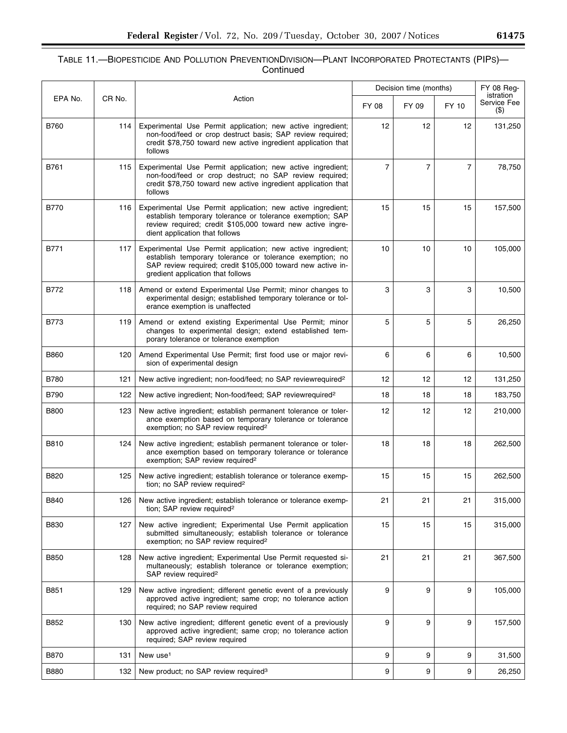TABLE 11.—BIOPESTICIDE AND POLLUTION PREVENTIONDIVISION—PLANT INCORPORATED PROTECTANTS (PIPS)—Continued

| EPA No. | CR No. | Action | Decision time (months) | | | FY 08 Registration Service Fee ($) |
|---|---|---|---|---|---|---|
| | | | FY 08 | FY 09 | FY 10 | |
| B760 | 114 | Experimental Use Permit application; new active ingredient; non-food/feed or crop destruct basis; SAP review required; credit $78,750 toward new active ingredient application that follows | 12 | 12 | 12 | 131,250 |
| B761 | 115 | Experimental Use Permit application; new active ingredient; non-food/feed or crop destruct; no SAP review required; credit $78,750 toward new active ingredient application that follows | 7 | 7 | 7 | 78,750 |
| B770 | 116 | Experimental Use Permit application; new active ingredient; establish temporary tolerance or tolerance exemption; SAP review required; credit $105,000 toward new active ingredient application that follows | 15 | 15 | 15 | 157,500 |
| B771 | 117 | Experimental Use Permit application; new active ingredient; establish temporary tolerance or tolerance exemption; no SAP review required; credit $105,000 toward new active ingredient application that follows | 10 | 10 | 10 | 105,000 |
| B772 | 118 | Amend or extend Experimental Use Permit; minor changes to experimental design; established temporary tolerance or tolerance exemption is unaffected | 3 | 3 | 3 | 10,500 |
| B773 | 119 | Amend or extend existing Experimental Use Permit; minor changes to experimental design; extend established temporary tolerance or tolerance exemption | 5 | 5 | 5 | 26,250 |
| B860 | 120 | Amend Experimental Use Permit; first food use or major revision of experimental design | 6 | 6 | 6 | 10,500 |
| B780 | 121 | New active ingredient; non-food/feed; no SAP reviewrequired[2] | 12 | 12 | 12 | 131,250 |
| B790 | 122 | New active ingredient; Non-food/feed; SAP reviewrequired[2] | 18 | 18 | 18 | 183,750 |
| B800 | 123 | New active ingredient; establish permanent tolerance or tolerance exemption based on temporary tolerance or tolerance exemption; no SAP review required[2] | 12 | 12 | 12 | 210,000 |
| B810 | 124 | New active ingredient; establish permanent tolerance or tolerance exemption based on temporary tolerance or tolerance exemption; SAP review required[2] | 18 | 18 | 18 | 262,500 |
| B820 | 125 | New active ingredient; establish tolerance or tolerance exemption; no SAP review required[2] | 15 | 15 | 15 | 262,500 |
| B840 | 126 | New active ingredient; establish tolerance or tolerance exemption; SAP review required[2] | 21 | 21 | 21 | 315,000 |
| B830 | 127 | New active ingredient; Experimental Use Permit application submitted simultaneously; establish tolerance or tolerance exemption; no SAP review required[2] | 15 | 15 | 15 | 315,000 |
| B850 | 128 | New active ingredient; Experimental Use Permit requested simultaneously; establish tolerance or tolerance exemption; SAP review required[2] | 21 | 21 | 21 | 367,500 |
| B851 | 129 | New active ingredient; different genetic event of a previously approved active ingredient; same crop; no tolerance action required; no SAP review required | 9 | 9 | 9 | 105,000 |
| B852 | 130 | New active ingredient; different genetic event of a previously approved active ingredient; same crop; no tolerance action required; SAP review required | 9 | 9 | 9 | 157,500 |
| B870 | 131 | New use[1] | 9 | 9 | 9 | 31,500 |
| B880 | 132 | New product; no SAP review required[3] | 9 | 9 | 9 | 26,250 |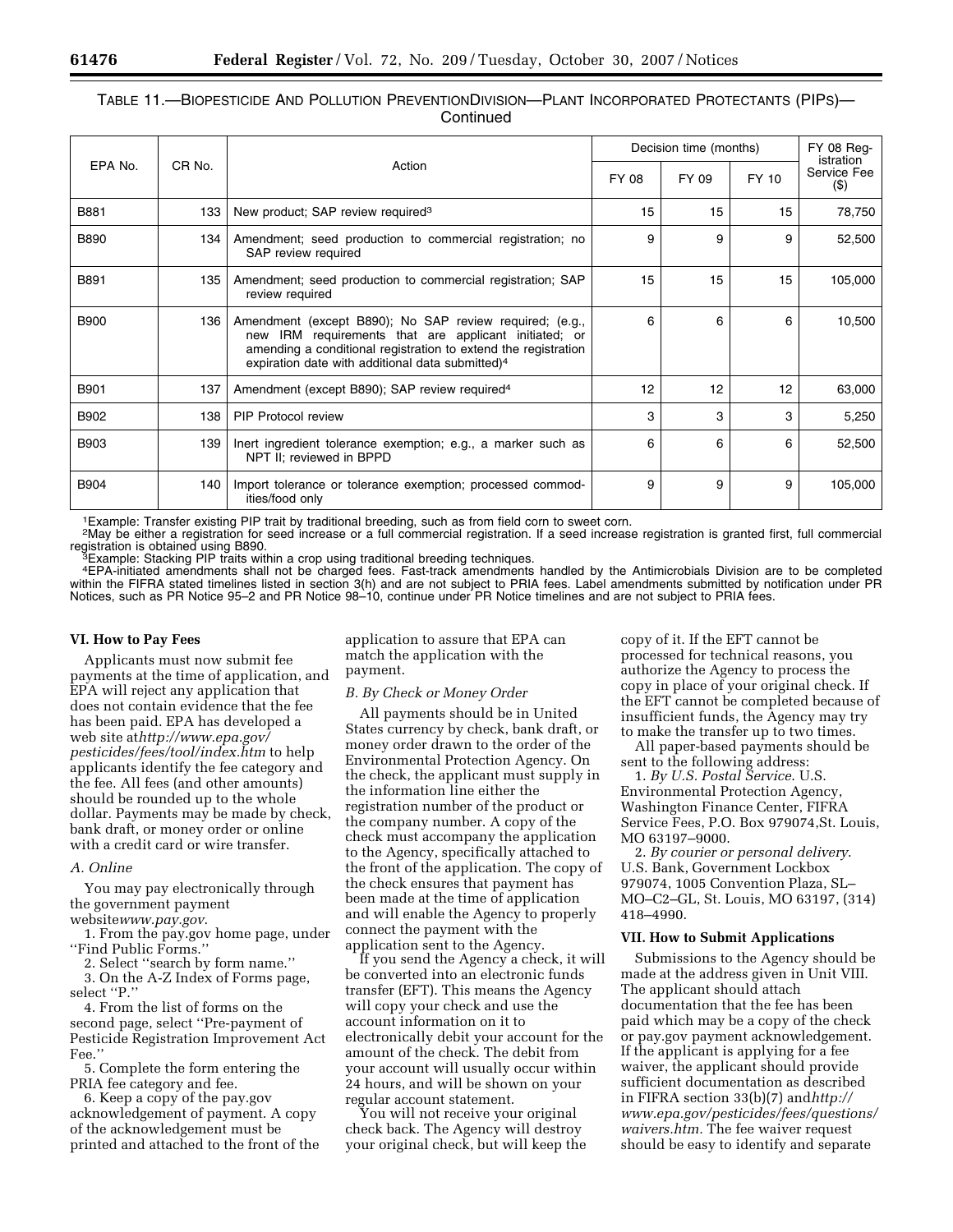TABLE 11.—BIOPESTICIDE AND POLLUTION PREVENTIONDIVISION—PLANT INCORPORATED PROTECTANTS (PIPS)—Continued

| EPA No. | CR No. | Action | Decision time (months) | | | FY 08 Registration Service Fee ($) |
|---|---|---|---|---|---|---|
| | | | FY 08 | FY 09 | FY 10 | |
| B881 | 133 | New product; SAP review required[3] | 15 | 15 | 15 | 78,750 |
| B890 | 134 | Amendment; seed production to commercial registration; no SAP review required | 9 | 9 | 9 | 52,500 |
| B891 | 135 | Amendment; seed production to commercial registration; SAP review required | 15 | 15 | 15 | 105,000 |
| B900 | 136 | Amendment (except B890); No SAP review required; (e.g., new IRM requirements that are applicant initiated; or amending a conditional registration to extend the registration expiration date with additional data submitted)[4] | 6 | 6 | 6 | 10,500 |
| B901 | 137 | Amendment (except B890); SAP review required[4] | 12 | 12 | 12 | 63,000 |
| B902 | 138 | PIP Protocol review | 3 | 3 | 3 | 5,250 |
| B903 | 139 | Inert ingredient tolerance exemption; e.g., a marker such as NPT II; reviewed in BPPD | 6 | 6 | 6 | 52,500 |
| B904 | 140 | Import tolerance or tolerance exemption; processed commodities/food only | 9 | 9 | 9 | 105,000 |

[1]Example: Transfer existing PIP trait by traditional breeding, such as from field corn to sweet corn.
[2]May be either a registration for seed increase or a full commercial registration. If a seed increase registration is granted first, full commercial registration is obtained using B890.
[3]Example: Stacking PIP traits within a crop using traditional breeding techniques.
[4]EPA-initiated amendments shall not be charged fees. Fast-track amendments handled by the Antimicrobials Division are to be completed within the FIFRA stated timelines listed in section 3(h) and are not subject to PRIA fees. Label amendments submitted by notification under PR Notices, such as PR Notice 95–2 and PR Notice 98–10, continue under PR Notice timelines and are not subject to PRIA fees.

## VI. How to Pay Fees

Applicants must now submit fee payments at the time of application, and EPA will reject any application that does not contain evidence that the fee has been paid. EPA has developed a web site at*http://www.epa.gov/pesticides/fees/tool/index.htm* to help applicants identify the fee category and the fee. All fees (and other amounts) should be rounded up to the whole dollar. Payments may be made by check, bank draft, or money order or online with a credit card or wire transfer.

### A. Online

You may pay electronically through the government payment website*www.pay.gov*.

1. From the pay.gov home page, under ''Find Public Forms.''
2. Select ''search by form name.''
3. On the A-Z Index of Forms page, select ''P.''
4. From the list of forms on the second page, select ''Pre-payment of Pesticide Registration Improvement Act Fee.''
5. Complete the form entering the PRIA fee category and fee.
6. Keep a copy of the pay.gov acknowledgement of payment. A copy of the acknowledgement must be printed and attached to the front of the application to assure that EPA can match the application with the payment.

### B. By Check or Money Order

All payments should be in United States currency by check, bank draft, or money order drawn to the order of the Environmental Protection Agency. On the check, the applicant must supply in the information line either the registration number of the product or the company number. A copy of the check must accompany the application to the Agency, specifically attached to the front of the application. The copy of the check ensures that payment has been made at the time of application and will enable the Agency to properly connect the payment with the application sent to the Agency.

If you send the Agency a check, it will be converted into an electronic funds transfer (EFT). This means the Agency will copy your check and use the account information on it to electronically debit your account for the amount of the check. The debit from your account will usually occur within 24 hours, and will be shown on your regular account statement.

You will not receive your original check back. The Agency will destroy your original check, but will keep the copy of it. If the EFT cannot be processed for technical reasons, you authorize the Agency to process the copy in place of your original check. If the EFT cannot be completed because of insufficient funds, the Agency may try to make the transfer up to two times.

All paper-based payments should be sent to the following address:

1. *By U.S. Postal Service*. U.S. Environmental Protection Agency, Washington Finance Center, FIFRA Service Fees, P.O. Box 979074,St. Louis, MO 63197–9000.
2. *By courier or personal delivery*. U.S. Bank, Government Lockbox 979074, 1005 Convention Plaza, SL–MO–C2–GL, St. Louis, MO 63197, (314) 418–4990.

## VII. How to Submit Applications

Submissions to the Agency should be made at the address given in Unit VIII. The applicant should attach documentation that the fee has been paid which may be a copy of the check or pay.gov payment acknowledgement. If the applicant is applying for a fee waiver, the applicant should provide sufficient documentation as described in FIFRA section 33(b)(7) and*http://www.epa.gov/pesticides/fees/questions/waivers.htm.* The fee waiver request should be easy to identify and separate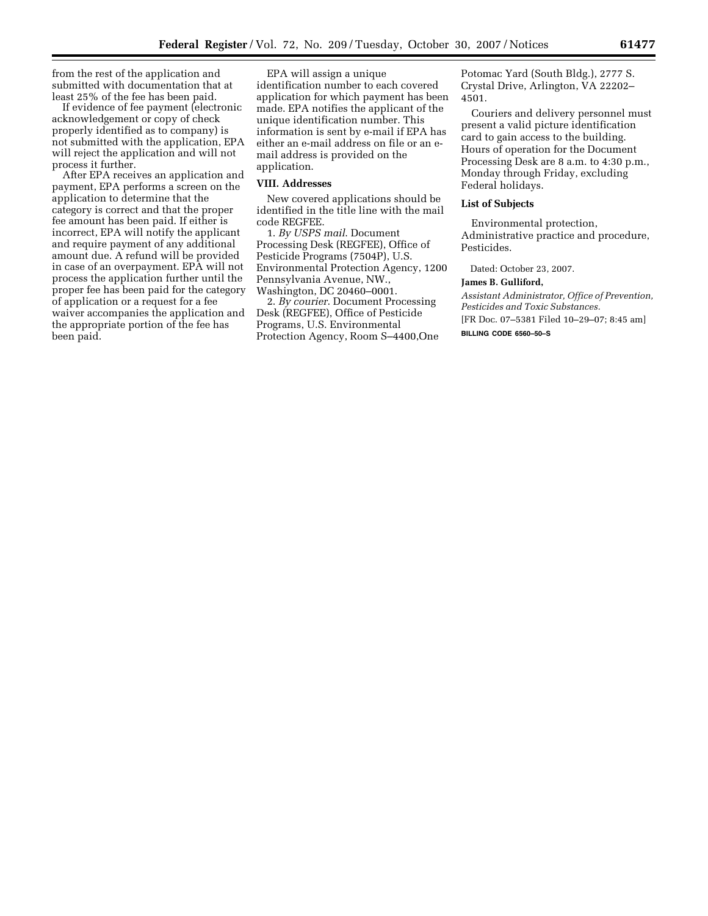from the rest of the application and submitted with documentation that at least 25% of the fee has been paid.

If evidence of fee payment (electronic acknowledgement or copy of check properly identified as to company) is not submitted with the application, EPA will reject the application and will not process it further.

After EPA receives an application and payment, EPA performs a screen on the application to determine that the category is correct and that the proper fee amount has been paid. If either is incorrect, EPA will notify the applicant and require payment of any additional amount due. A refund will be provided in case of an overpayment. EPA will not process the application further until the proper fee has been paid for the category of application or a request for a fee waiver accompanies the application and the appropriate portion of the fee has been paid.

EPA will assign a unique identification number to each covered application for which payment has been made. EPA notifies the applicant of the unique identification number. This information is sent by e-mail if EPA has either an e-mail address on file or an e-mail address is provided on the application.

**VIII. Addresses**

New covered applications should be identified in the title line with the mail code REGFEE.

1. *By USPS mail*. Document Processing Desk (REGFEE), Office of Pesticide Programs (7504P), U.S. Environmental Protection Agency, 1200 Pennsylvania Avenue, NW., Washington, DC 20460–0001.

2. *By courier*. Document Processing Desk (REGFEE), Office of Pesticide Programs, U.S. Environmental Protection Agency, Room S–4400,One Potomac Yard (South Bldg.), 2777 S. Crystal Drive, Arlington, VA 22202–4501.

Couriers and delivery personnel must present a valid picture identification card to gain access to the building. Hours of operation for the Document Processing Desk are 8 a.m. to 4:30 p.m., Monday through Friday, excluding Federal holidays.

**List of Subjects**

Environmental protection, Administrative practice and procedure, Pesticides.

Dated: October 23, 2007.

**James B. Gulliford,**

*Assistant Administrator, Office of Prevention, Pesticides and Toxic Substances.*

[FR Doc. 07–5381 Filed 10–29–07; 8:45 am]

**BILLING CODE 6560–50–S**